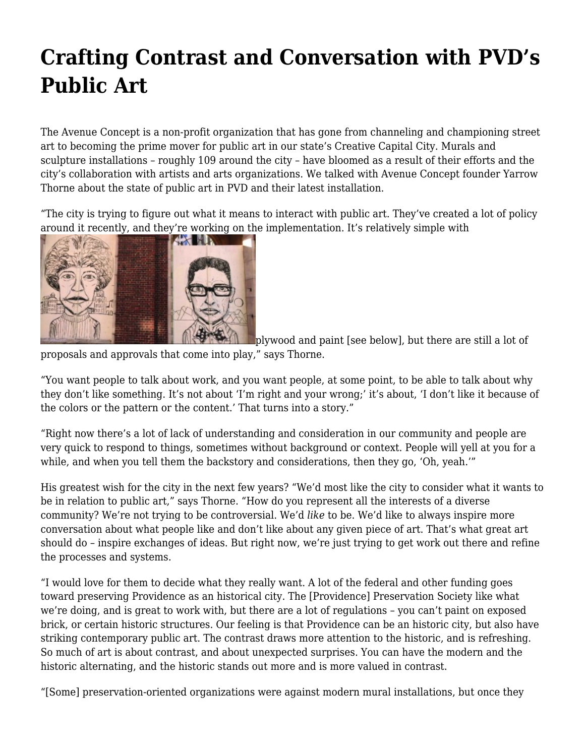# Crafting Contrast and Conversation with PVD's Public Art

The Avenue Concept is a non-profit organization that has gone from channeling and championing street art to becoming the prime mover for public art in our state's Creative Capital City. Murals and sculpture installations – roughly 109 around the city – have bloomed as a result of their efforts and the city's collaboration with artists and arts organizations. We talked with Avenue Concept founder Yarrow Thorne about the state of public art in PVD and their latest installation.

"The city is trying to figure out what it means to interact with public art. They've created a lot of policy around it recently, and they're working on the implementation. It's relatively simple with plywood and paint [see below], but there are still a lot of proposals and approvals that come into play," says Thorne.

"You want people to talk about work, and you want people, at some point, to be able to talk about why they don't like something. It's not about 'I'm right and your wrong;' it's about, 'I don't like it because of the colors or the pattern or the content.' That turns into a story."

"Right now there's a lot of lack of understanding and consideration in our community and people are very quick to respond to things, sometimes without background or context. People will yell at you for a while, and when you tell them the backstory and considerations, then they go, 'Oh, yeah.'"

His greatest wish for the city in the next few years? "We'd most like the city to consider what it wants to be in relation to public art," says Thorne. "How do you represent all the interests of a diverse community? We're not trying to be controversial. We'd *like* to be. We'd like to always inspire more conversation about what people like and don't like about any given piece of art. That's what great art should do – inspire exchanges of ideas. But right now, we're just trying to get work out there and refine the processes and systems.

"I would love for them to decide what they really want. A lot of the federal and other funding goes toward preserving Providence as an historical city. The [Providence] Preservation Society like what we're doing, and is great to work with, but there are a lot of regulations – you can't paint on exposed brick, or certain historic structures. Our feeling is that Providence can be an historic city, but also have striking contemporary public art. The contrast draws more attention to the historic, and is refreshing. So much of art is about contrast, and about unexpected surprises. You can have the modern and the historic alternating, and the historic stands out more and is more valued in contrast.

"[Some] preservation-oriented organizations were against modern mural installations, but once they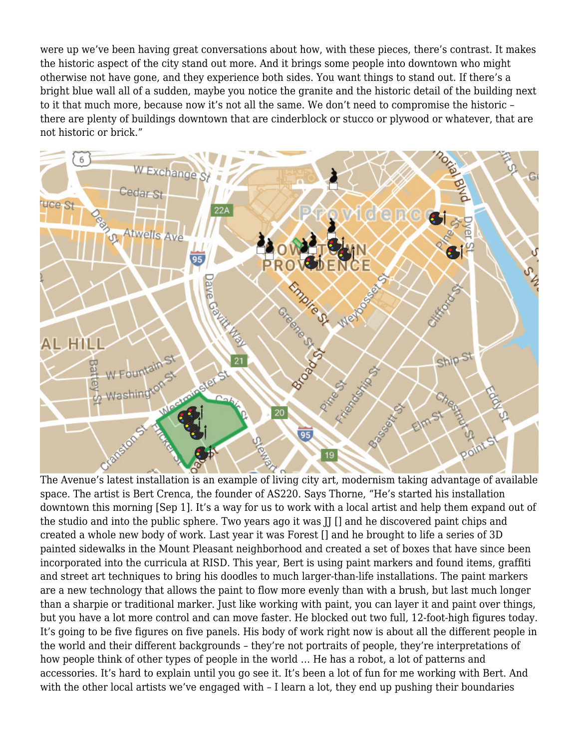were up we've been having great conversations about how, with these pieces, there's contrast. It makes the historic aspect of the city stand out more. And it brings some people into downtown who might otherwise not have gone, and they experience both sides. You want things to stand out. If there's a bright blue wall all of a sudden, maybe you notice the granite and the historic detail of the building next to it that much more, because now it's not all the same. We don't need to compromise the historic – there are plenty of buildings downtown that are cinderblock or stucco or plywood or whatever, that are not historic or brick."

The Avenue's latest installation is an example of living city art, modernism taking advantage of available space. The artist is Bert Crenca, the founder of AS220. Says Thorne, "He's started his installation downtown this morning [Sep 1]. It's a way for us to work with a local artist and help them expand out of the studio and into the public sphere. Two years ago it was JJ [] and he discovered paint chips and created a whole new body of work. Last year it was Forest [] and he brought to life a series of 3D painted sidewalks in the Mount Pleasant neighborhood and created a set of boxes that have since been incorporated into the curricula at RISD. This year, Bert is using paint markers and found items, graffiti and street art techniques to bring his doodles to much larger-than-life installations. The paint markers are a new technology that allows the paint to flow more evenly than with a brush, but last much longer than a sharpie or traditional marker. Just like working with paint, you can layer it and paint over things, but you have a lot more control and can move faster. He blocked out two full, 12-foot-high figures today. It's going to be five figures on five panels. His body of work right now is about all the different people in the world and their different backgrounds – they're not portraits of people, they're interpretations of how people think of other types of people in the world … He has a robot, a lot of patterns and accessories. It's hard to explain until you go see it. It's been a lot of fun for me working with Bert. And with the other local artists we've engaged with – I learn a lot, they end up pushing their boundaries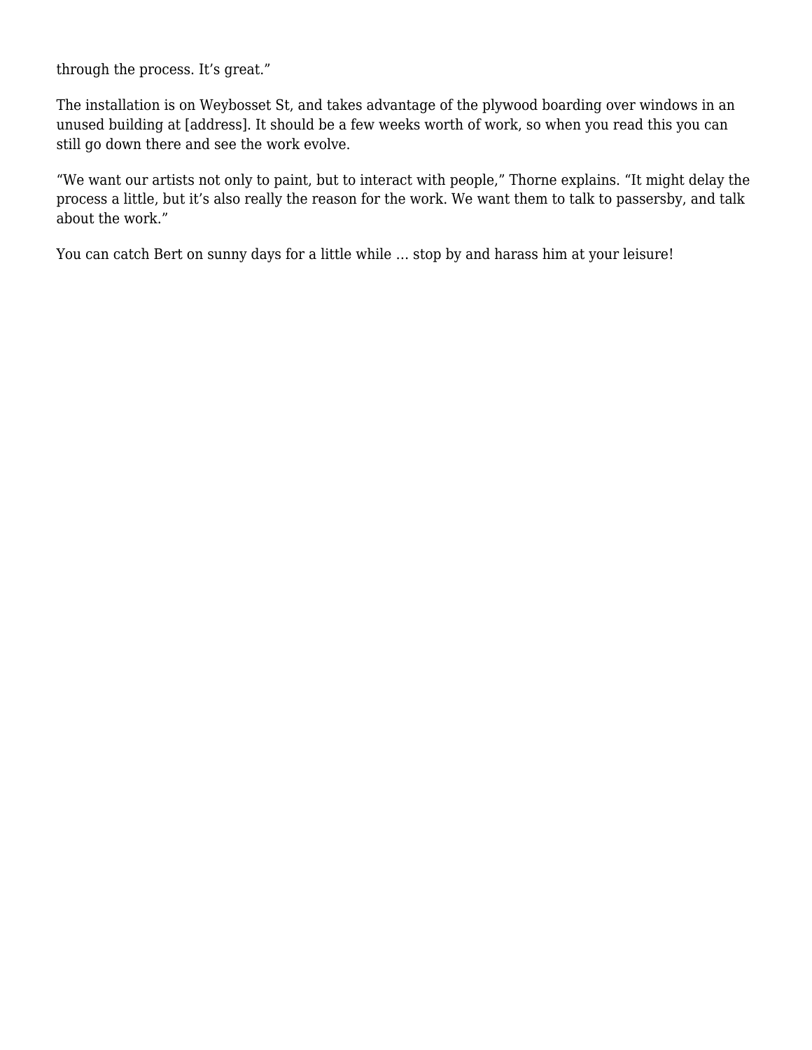through the process. It’s great.”

The installation is on Weybosset St, and takes advantage of the plywood boarding over windows in an unused building at [address]. It should be a few weeks worth of work, so when you read this you can still go down there and see the work evolve.

“We want our artists not only to paint, but to interact with people,” Thorne explains. “It might delay the process a little, but it’s also really the reason for the work. We want them to talk to passersby, and talk about the work.”

You can catch Bert on sunny days for a little while … stop by and harass him at your leisure!